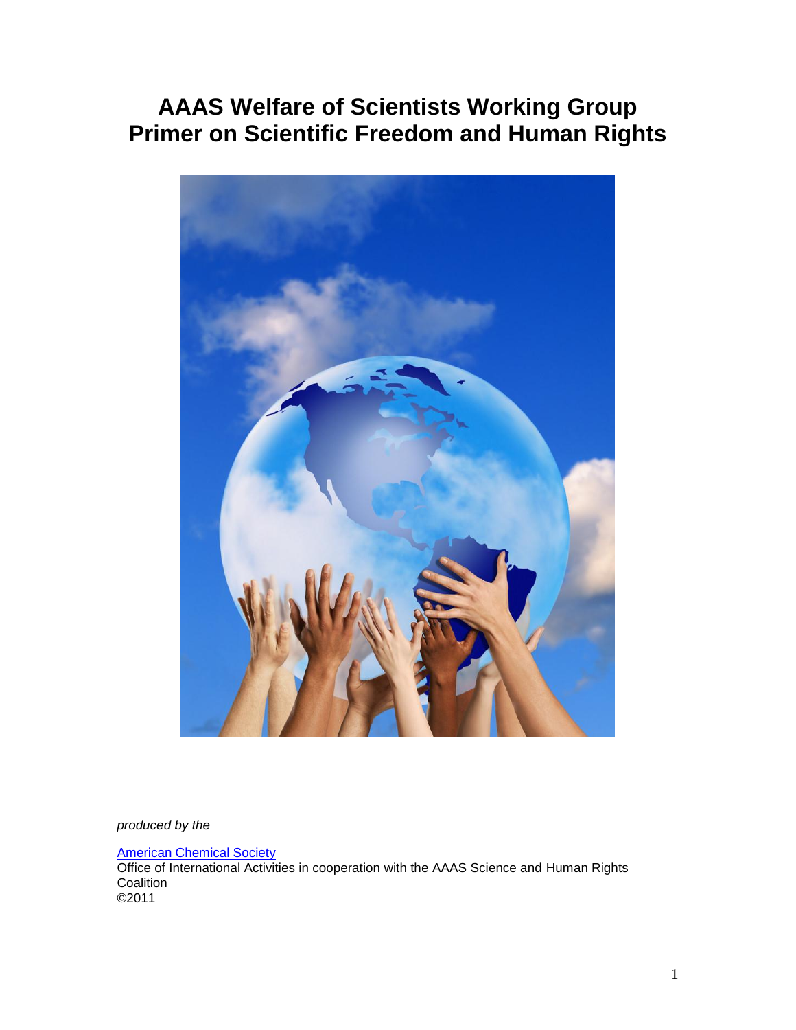# AAAS Welfare of Scientists Working Group Primer on Scientific Freedom and Human Rights

*produced by the*

[American Chemical Society](American Chemical Society)
Office of International Activities in cooperation with the AAAS Science and Human Rights Coalition
©2011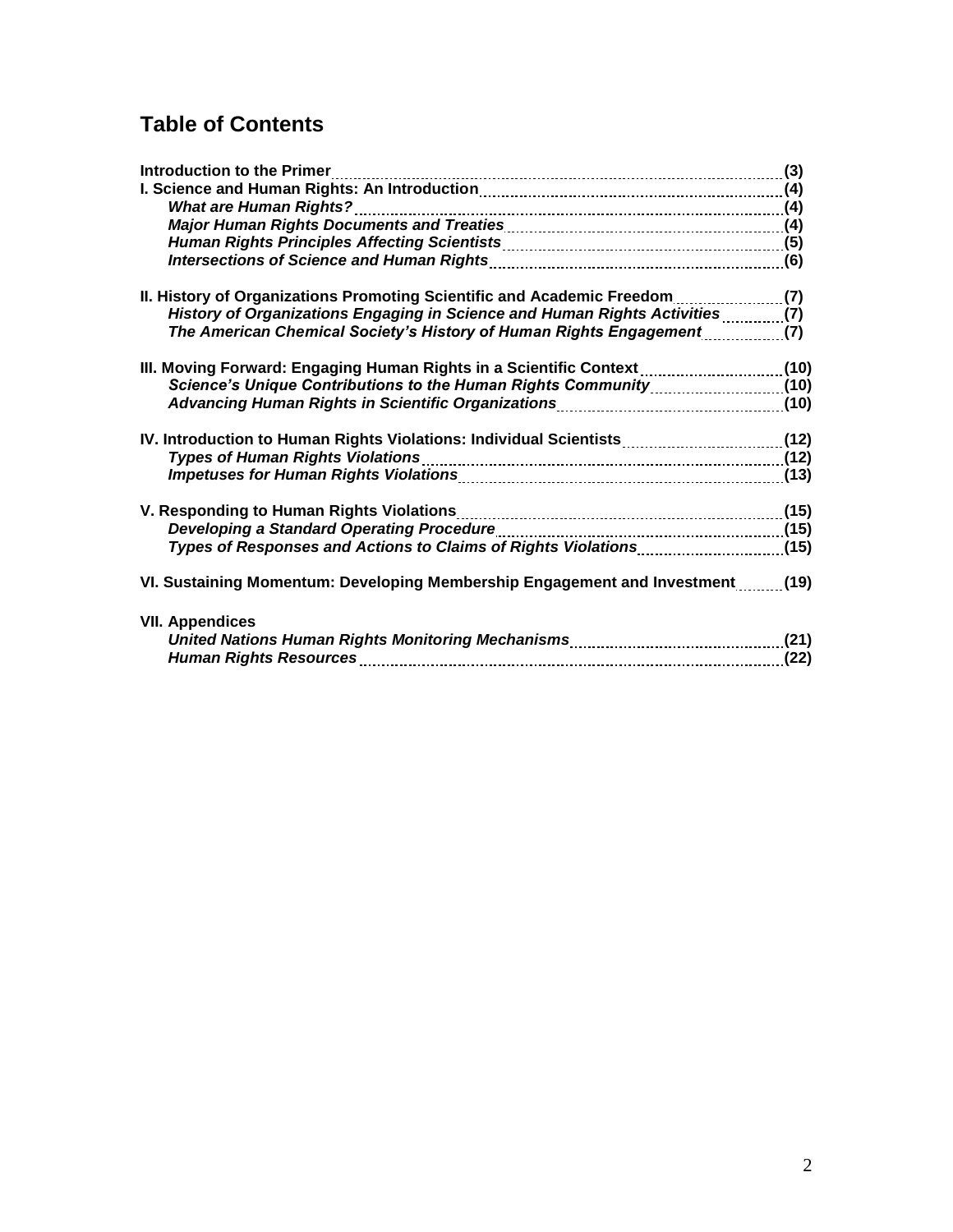# Table of Contents

**Introduction to the Primer** (3)

**I. Science and Human Rights: An Introduction** (4)
- ***What are Human Rights?*** (4)
- ***Major Human Rights Documents and Treaties*** (4)
- ***Human Rights Principles Affecting Scientists*** (5)
- ***Intersections of Science and Human Rights*** (6)

**II. History of Organizations Promoting Scientific and Academic Freedom** (7)
- ***History of Organizations Engaging in Science and Human Rights Activities*** (7)
- ***The American Chemical Society's History of Human Rights Engagement*** (7)

**III. Moving Forward: Engaging Human Rights in a Scientific Context** (10)
- ***Science's Unique Contributions to the Human Rights Community*** (10)
- ***Advancing Human Rights in Scientific Organizations*** (10)

**IV. Introduction to Human Rights Violations: Individual Scientists** (12)
- ***Types of Human Rights Violations*** (12)
- ***Impetuses for Human Rights Violations*** (13)

**V. Responding to Human Rights Violations** (15)
- ***Developing a Standard Operating Procedure*** (15)
- ***Types of Responses and Actions to Claims of Rights Violations*** (15)

**VI. Sustaining Momentum: Developing Membership Engagement and Investment** (19)

**VII. Appendices**
- ***United Nations Human Rights Monitoring Mechanisms*** (21)
- ***Human Rights Resources*** (22)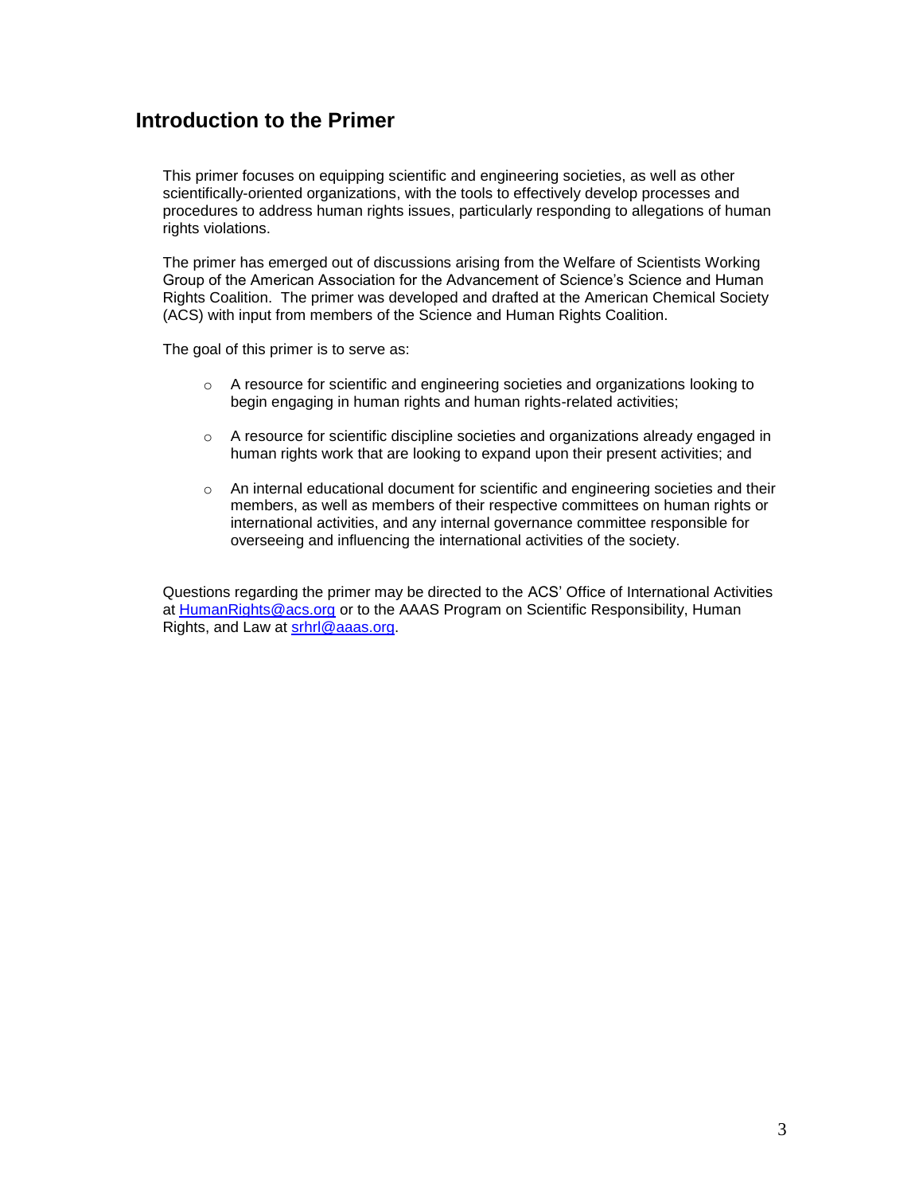## Introduction to the Primer

This primer focuses on equipping scientific and engineering societies, as well as other scientifically-oriented organizations, with the tools to effectively develop processes and procedures to address human rights issues, particularly responding to allegations of human rights violations.

The primer has emerged out of discussions arising from the Welfare of Scientists Working Group of the American Association for the Advancement of Science's Science and Human Rights Coalition. The primer was developed and drafted at the American Chemical Society (ACS) with input from members of the Science and Human Rights Coalition.

The goal of this primer is to serve as:

- A resource for scientific and engineering societies and organizations looking to begin engaging in human rights and human rights-related activities;
- A resource for scientific discipline societies and organizations already engaged in human rights work that are looking to expand upon their present activities; and
- An internal educational document for scientific and engineering societies and their members, as well as members of their respective committees on human rights or international activities, and any internal governance committee responsible for overseeing and influencing the international activities of the society.

Questions regarding the primer may be directed to the ACS' Office of International Activities at [HumanRights@acs.org](mailto:HumanRights@acs.org) or to the AAAS Program on Scientific Responsibility, Human Rights, and Law at [srhrl@aaas.org](mailto:srhrl@aaas.org).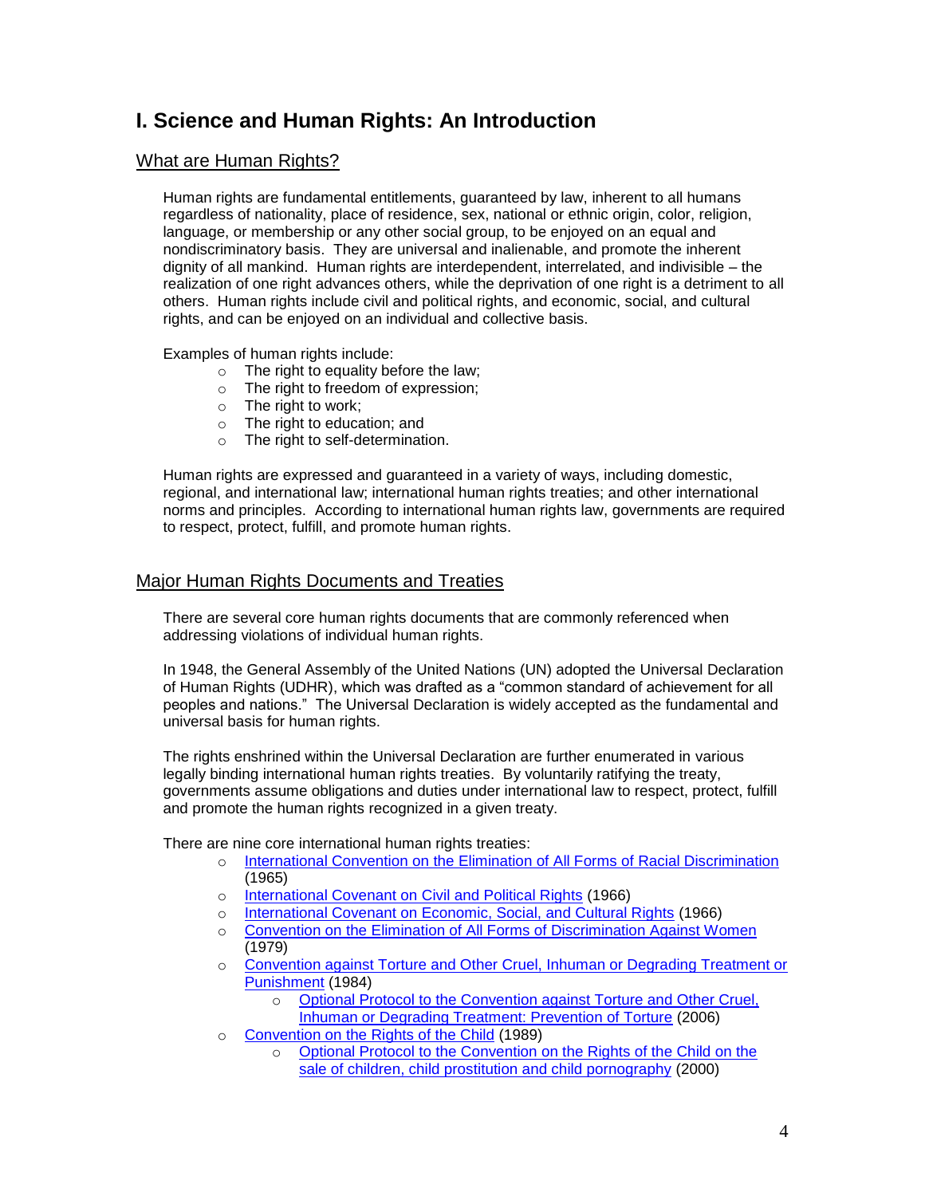# I. Science and Human Rights: An Introduction

## What are Human Rights?

Human rights are fundamental entitlements, guaranteed by law, inherent to all humans regardless of nationality, place of residence, sex, national or ethnic origin, color, religion, language, or membership or any other social group, to be enjoyed on an equal and nondiscriminatory basis. They are universal and inalienable, and promote the inherent dignity of all mankind. Human rights are interdependent, interrelated, and indivisible – the realization of one right advances others, while the deprivation of one right is a detriment to all others. Human rights include civil and political rights, and economic, social, and cultural rights, and can be enjoyed on an individual and collective basis.

Examples of human rights include:

- The right to equality before the law;
- The right to freedom of expression;
- The right to work;
- The right to education; and
- The right to self-determination.

Human rights are expressed and guaranteed in a variety of ways, including domestic, regional, and international law; international human rights treaties; and other international norms and principles. According to international human rights law, governments are required to respect, protect, fulfill, and promote human rights.

## Major Human Rights Documents and Treaties

There are several core human rights documents that are commonly referenced when addressing violations of individual human rights.

In 1948, the General Assembly of the United Nations (UN) adopted the Universal Declaration of Human Rights (UDHR), which was drafted as a "common standard of achievement for all peoples and nations." The Universal Declaration is widely accepted as the fundamental and universal basis for human rights.

The rights enshrined within the Universal Declaration are further enumerated in various legally binding international human rights treaties. By voluntarily ratifying the treaty, governments assume obligations and duties under international law to respect, protect, fulfill and promote the human rights recognized in a given treaty.

There are nine core international human rights treaties:

- International Convention on the Elimination of All Forms of Racial Discrimination (1965)
- International Covenant on Civil and Political Rights (1966)
- International Covenant on Economic, Social, and Cultural Rights (1966)
- Convention on the Elimination of All Forms of Discrimination Against Women (1979)
- Convention against Torture and Other Cruel, Inhuman or Degrading Treatment or Punishment (1984)
  - Optional Protocol to the Convention against Torture and Other Cruel, Inhuman or Degrading Treatment: Prevention of Torture (2006)
- Convention on the Rights of the Child (1989)
  - Optional Protocol to the Convention on the Rights of the Child on the sale of children, child prostitution and child pornography (2000)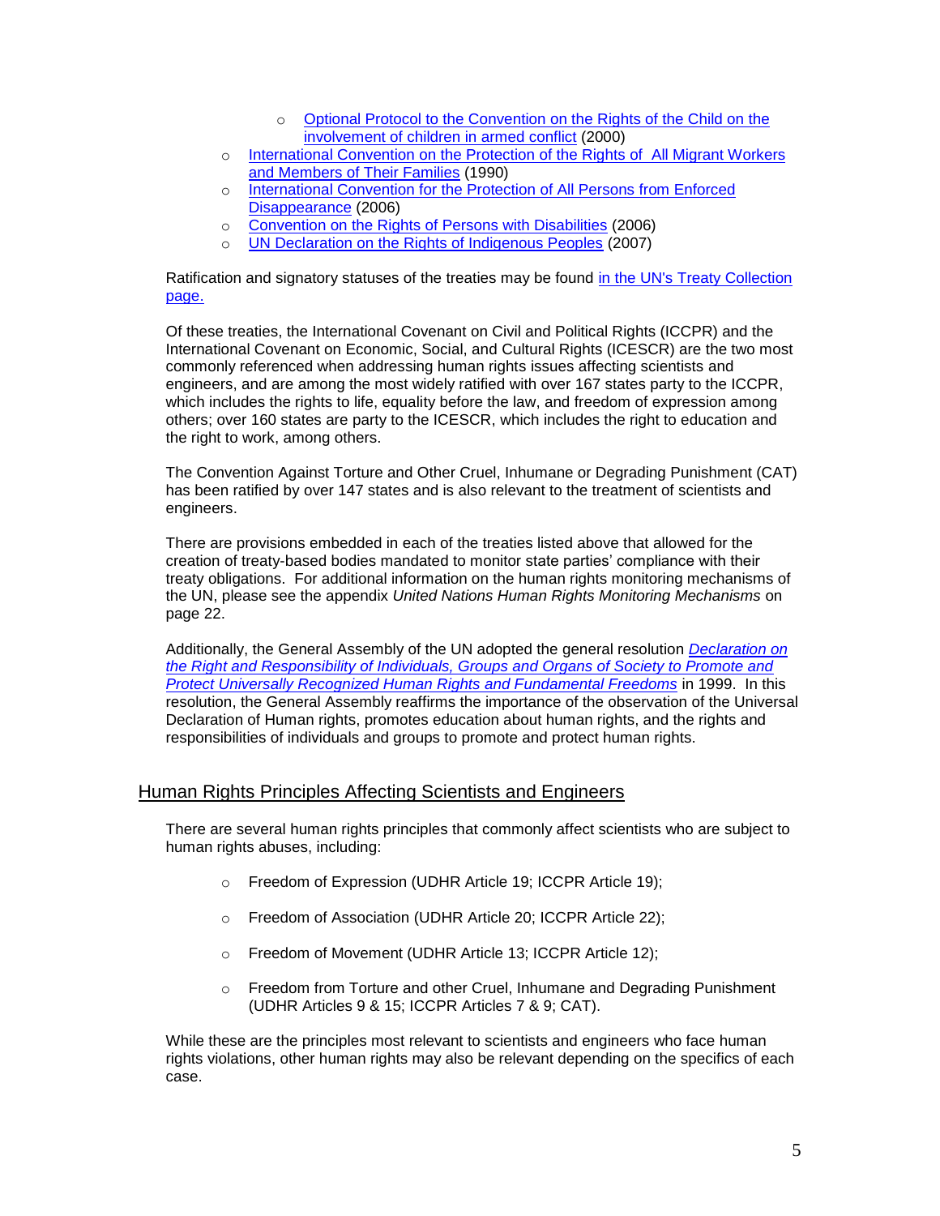- Optional Protocol to the Convention on the Rights of the Child on the involvement of children in armed conflict (2000)
- International Convention on the Protection of the Rights of All Migrant Workers and Members of Their Families (1990)
- International Convention for the Protection of All Persons from Enforced Disappearance (2006)
- Convention on the Rights of Persons with Disabilities (2006)
- UN Declaration on the Rights of Indigenous Peoples (2007)

Ratification and signatory statuses of the treaties may be found in the UN's Treaty Collection page.

Of these treaties, the International Covenant on Civil and Political Rights (ICCPR) and the International Covenant on Economic, Social, and Cultural Rights (ICESCR) are the two most commonly referenced when addressing human rights issues affecting scientists and engineers, and are among the most widely ratified with over 167 states party to the ICCPR, which includes the rights to life, equality before the law, and freedom of expression among others; over 160 states are party to the ICESCR, which includes the right to education and the right to work, among others.

The Convention Against Torture and Other Cruel, Inhumane or Degrading Punishment (CAT) has been ratified by over 147 states and is also relevant to the treatment of scientists and engineers.

There are provisions embedded in each of the treaties listed above that allowed for the creation of treaty-based bodies mandated to monitor state parties' compliance with their treaty obligations. For additional information on the human rights monitoring mechanisms of the UN, please see the appendix *United Nations Human Rights Monitoring Mechanisms* on page 22.

Additionally, the General Assembly of the UN adopted the general resolution *Declaration on the Right and Responsibility of Individuals, Groups and Organs of Society to Promote and Protect Universally Recognized Human Rights and Fundamental Freedoms* in 1999. In this resolution, the General Assembly reaffirms the importance of the observation of the Universal Declaration of Human rights, promotes education about human rights, and the rights and responsibilities of individuals and groups to promote and protect human rights.

## Human Rights Principles Affecting Scientists and Engineers

There are several human rights principles that commonly affect scientists who are subject to human rights abuses, including:

- Freedom of Expression (UDHR Article 19; ICCPR Article 19);
- Freedom of Association (UDHR Article 20; ICCPR Article 22);
- Freedom of Movement (UDHR Article 13; ICCPR Article 12);
- Freedom from Torture and other Cruel, Inhumane and Degrading Punishment (UDHR Articles 9 & 15; ICCPR Articles 7 & 9; CAT).

While these are the principles most relevant to scientists and engineers who face human rights violations, other human rights may also be relevant depending on the specifics of each case.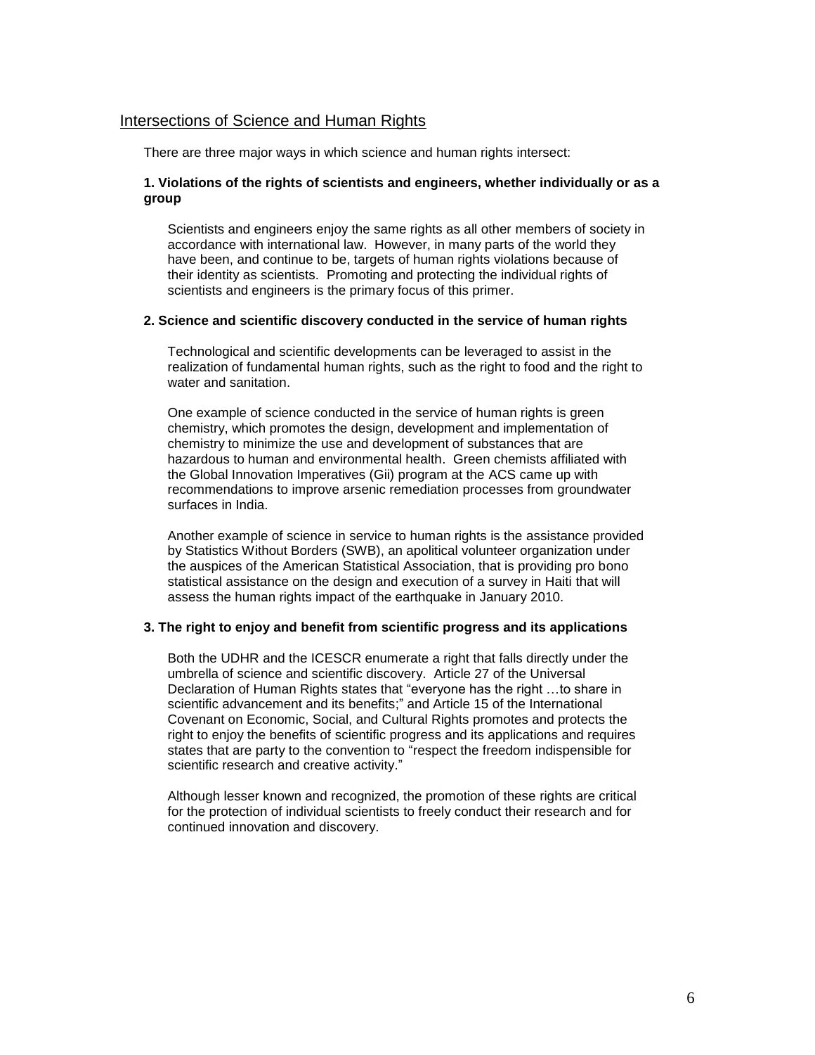## Intersections of Science and Human Rights

There are three major ways in which science and human rights intersect:

### 1. Violations of the rights of scientists and engineers, whether individually or as a group

Scientists and engineers enjoy the same rights as all other members of society in accordance with international law. However, in many parts of the world they have been, and continue to be, targets of human rights violations because of their identity as scientists. Promoting and protecting the individual rights of scientists and engineers is the primary focus of this primer.

### 2. Science and scientific discovery conducted in the service of human rights

Technological and scientific developments can be leveraged to assist in the realization of fundamental human rights, such as the right to food and the right to water and sanitation.

One example of science conducted in the service of human rights is green chemistry, which promotes the design, development and implementation of chemistry to minimize the use and development of substances that are hazardous to human and environmental health. Green chemists affiliated with the Global Innovation Imperatives (Gii) program at the ACS came up with recommendations to improve arsenic remediation processes from groundwater surfaces in India.

Another example of science in service to human rights is the assistance provided by Statistics Without Borders (SWB), an apolitical volunteer organization under the auspices of the American Statistical Association, that is providing pro bono statistical assistance on the design and execution of a survey in Haiti that will assess the human rights impact of the earthquake in January 2010.

### 3. The right to enjoy and benefit from scientific progress and its applications

Both the UDHR and the ICESCR enumerate a right that falls directly under the umbrella of science and scientific discovery. Article 27 of the Universal Declaration of Human Rights states that "everyone has the right …to share in scientific advancement and its benefits;" and Article 15 of the International Covenant on Economic, Social, and Cultural Rights promotes and protects the right to enjoy the benefits of scientific progress and its applications and requires states that are party to the convention to "respect the freedom indispensible for scientific research and creative activity."

Although lesser known and recognized, the promotion of these rights are critical for the protection of individual scientists to freely conduct their research and for continued innovation and discovery.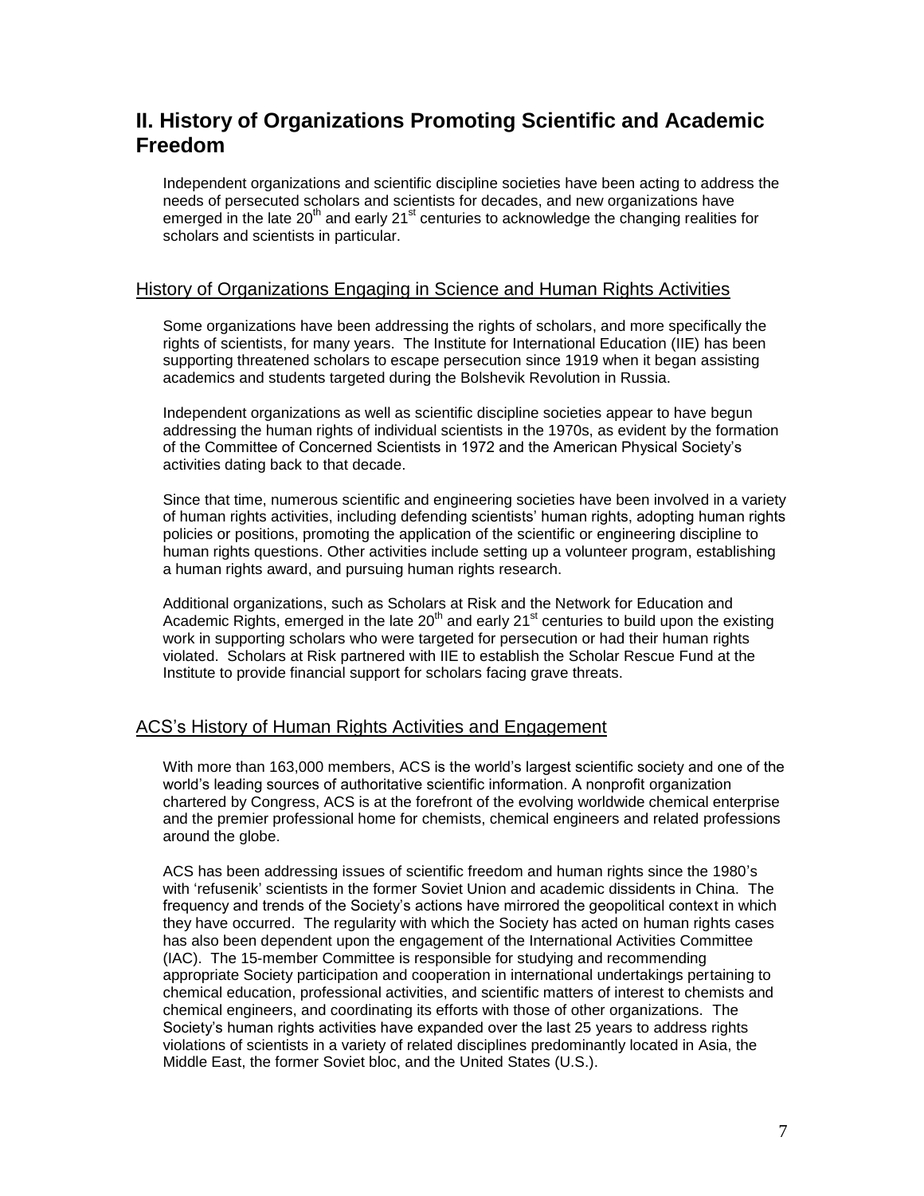## II. History of Organizations Promoting Scientific and Academic Freedom

Independent organizations and scientific discipline societies have been acting to address the needs of persecuted scholars and scientists for decades, and new organizations have emerged in the late 20th and early 21st centuries to acknowledge the changing realities for scholars and scientists in particular.

### History of Organizations Engaging in Science and Human Rights Activities

Some organizations have been addressing the rights of scholars, and more specifically the rights of scientists, for many years. The Institute for International Education (IIE) has been supporting threatened scholars to escape persecution since 1919 when it began assisting academics and students targeted during the Bolshevik Revolution in Russia.

Independent organizations as well as scientific discipline societies appear to have begun addressing the human rights of individual scientists in the 1970s, as evident by the formation of the Committee of Concerned Scientists in 1972 and the American Physical Society's activities dating back to that decade.

Since that time, numerous scientific and engineering societies have been involved in a variety of human rights activities, including defending scientists' human rights, adopting human rights policies or positions, promoting the application of the scientific or engineering discipline to human rights questions. Other activities include setting up a volunteer program, establishing a human rights award, and pursuing human rights research.

Additional organizations, such as Scholars at Risk and the Network for Education and Academic Rights, emerged in the late 20th and early 21st centuries to build upon the existing work in supporting scholars who were targeted for persecution or had their human rights violated. Scholars at Risk partnered with IIE to establish the Scholar Rescue Fund at the Institute to provide financial support for scholars facing grave threats.

### ACS's History of Human Rights Activities and Engagement

With more than 163,000 members, ACS is the world's largest scientific society and one of the world's leading sources of authoritative scientific information. A nonprofit organization chartered by Congress, ACS is at the forefront of the evolving worldwide chemical enterprise and the premier professional home for chemists, chemical engineers and related professions around the globe.

ACS has been addressing issues of scientific freedom and human rights since the 1980's with 'refusenik' scientists in the former Soviet Union and academic dissidents in China. The frequency and trends of the Society's actions have mirrored the geopolitical context in which they have occurred. The regularity with which the Society has acted on human rights cases has also been dependent upon the engagement of the International Activities Committee (IAC). The 15-member Committee is responsible for studying and recommending appropriate Society participation and cooperation in international undertakings pertaining to chemical education, professional activities, and scientific matters of interest to chemists and chemical engineers, and coordinating its efforts with those of other organizations. The Society's human rights activities have expanded over the last 25 years to address rights violations of scientists in a variety of related disciplines predominantly located in Asia, the Middle East, the former Soviet bloc, and the United States (U.S.).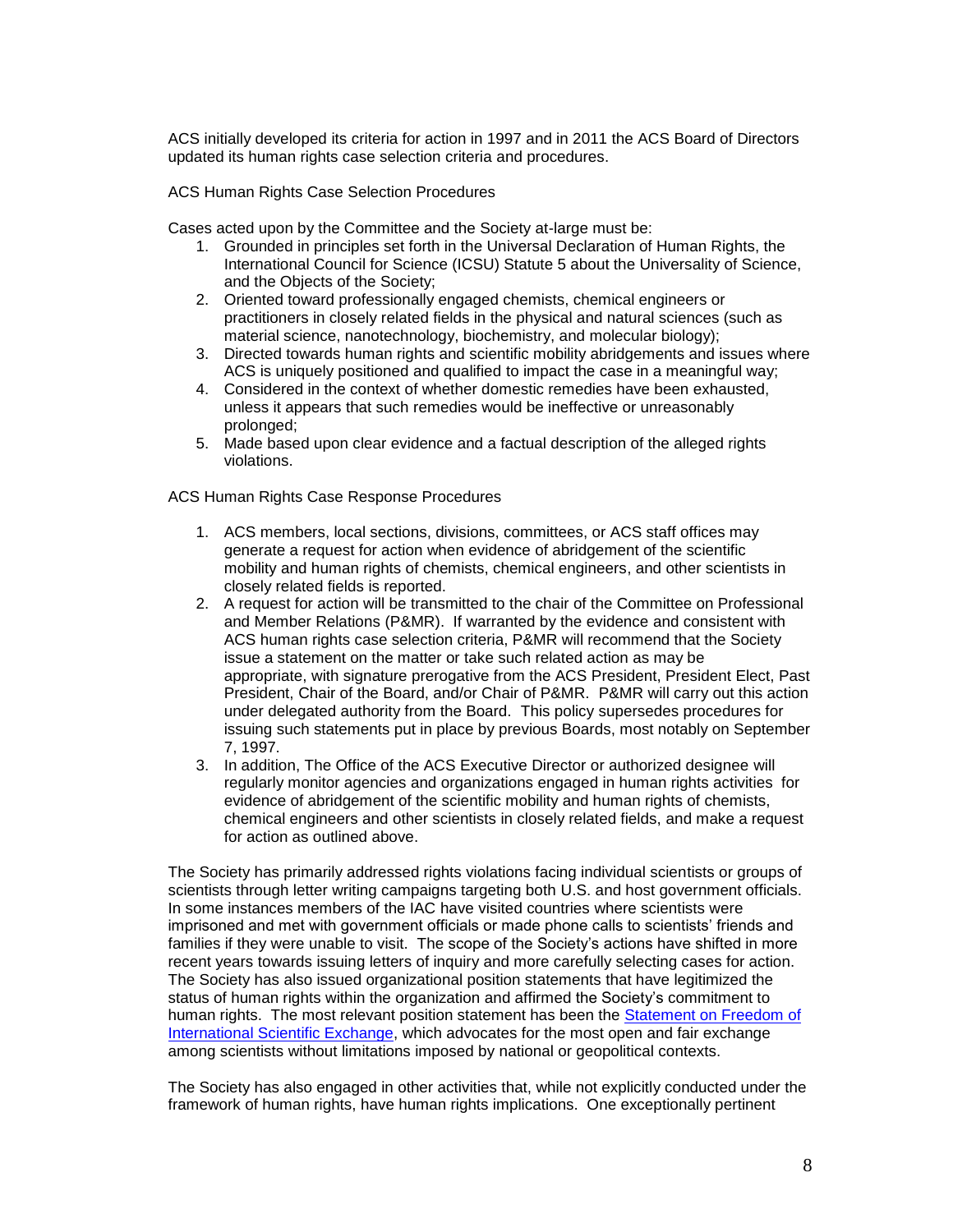ACS initially developed its criteria for action in 1997 and in 2011 the ACS Board of Directors updated its human rights case selection criteria and procedures.

ACS Human Rights Case Selection Procedures

Cases acted upon by the Committee and the Society at-large must be:

1. Grounded in principles set forth in the Universal Declaration of Human Rights, the International Council for Science (ICSU) Statute 5 about the Universality of Science, and the Objects of the Society;
2. Oriented toward professionally engaged chemists, chemical engineers or practitioners in closely related fields in the physical and natural sciences (such as material science, nanotechnology, biochemistry, and molecular biology);
3. Directed towards human rights and scientific mobility abridgements and issues where ACS is uniquely positioned and qualified to impact the case in a meaningful way;
4. Considered in the context of whether domestic remedies have been exhausted, unless it appears that such remedies would be ineffective or unreasonably prolonged;
5. Made based upon clear evidence and a factual description of the alleged rights violations.

ACS Human Rights Case Response Procedures

1. ACS members, local sections, divisions, committees, or ACS staff offices may generate a request for action when evidence of abridgement of the scientific mobility and human rights of chemists, chemical engineers, and other scientists in closely related fields is reported.
2. A request for action will be transmitted to the chair of the Committee on Professional and Member Relations (P&MR). If warranted by the evidence and consistent with ACS human rights case selection criteria, P&MR will recommend that the Society issue a statement on the matter or take such related action as may be appropriate, with signature prerogative from the ACS President, President Elect, Past President, Chair of the Board, and/or Chair of P&MR. P&MR will carry out this action under delegated authority from the Board. This policy supersedes procedures for issuing such statements put in place by previous Boards, most notably on September 7, 1997.
3. In addition, The Office of the ACS Executive Director or authorized designee will regularly monitor agencies and organizations engaged in human rights activities for evidence of abridgement of the scientific mobility and human rights of chemists, chemical engineers and other scientists in closely related fields, and make a request for action as outlined above.

The Society has primarily addressed rights violations facing individual scientists or groups of scientists through letter writing campaigns targeting both U.S. and host government officials. In some instances members of the IAC have visited countries where scientists were imprisoned and met with government officials or made phone calls to scientists' friends and families if they were unable to visit. The scope of the Society's actions have shifted in more recent years towards issuing letters of inquiry and more carefully selecting cases for action. The Society has also issued organizational position statements that have legitimized the status of human rights within the organization and affirmed the Society's commitment to human rights. The most relevant position statement has been the Statement on Freedom of International Scientific Exchange, which advocates for the most open and fair exchange among scientists without limitations imposed by national or geopolitical contexts.

The Society has also engaged in other activities that, while not explicitly conducted under the framework of human rights, have human rights implications. One exceptionally pertinent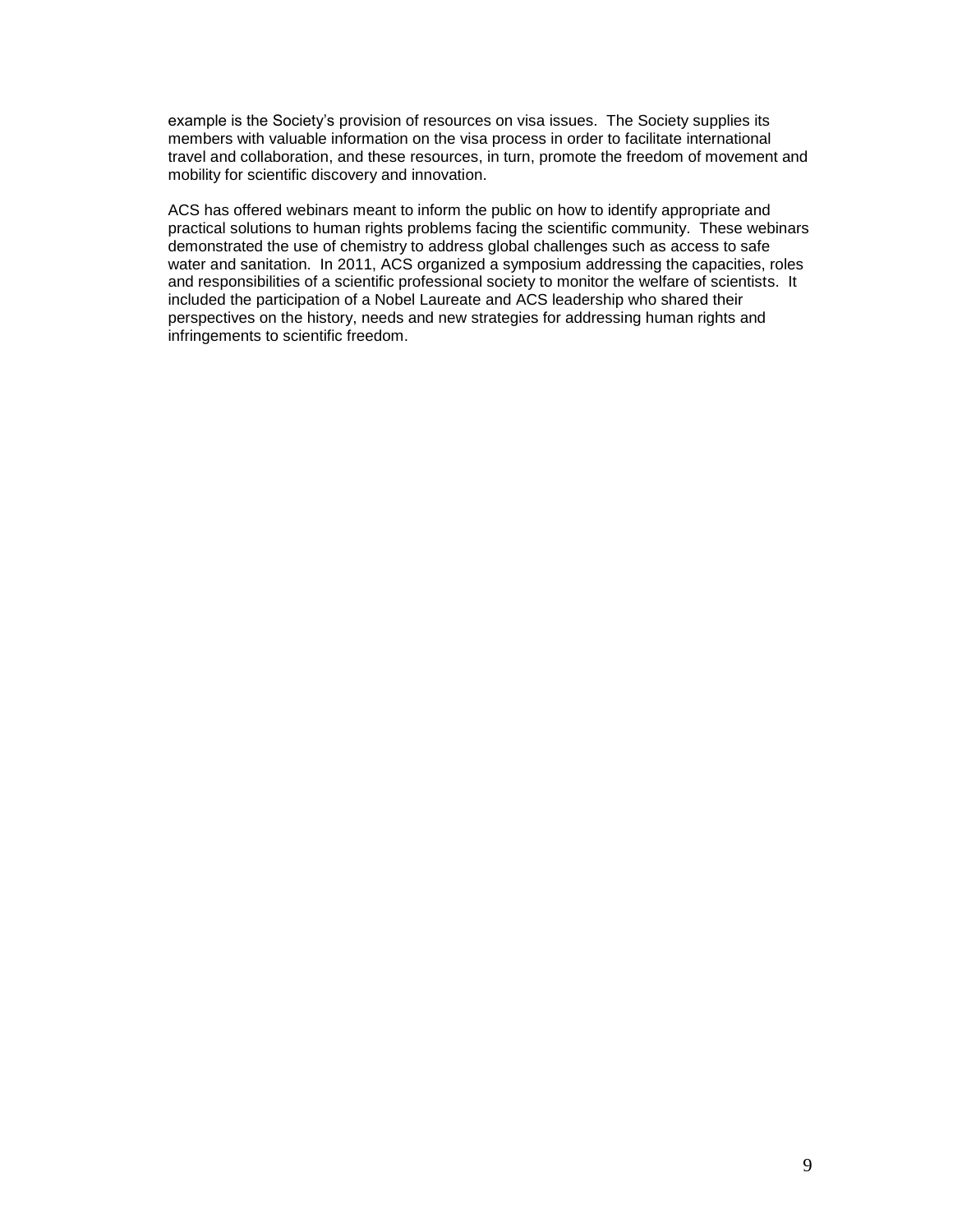example is the Society's provision of resources on visa issues. The Society supplies its members with valuable information on the visa process in order to facilitate international travel and collaboration, and these resources, in turn, promote the freedom of movement and mobility for scientific discovery and innovation.

ACS has offered webinars meant to inform the public on how to identify appropriate and practical solutions to human rights problems facing the scientific community. These webinars demonstrated the use of chemistry to address global challenges such as access to safe water and sanitation. In 2011, ACS organized a symposium addressing the capacities, roles and responsibilities of a scientific professional society to monitor the welfare of scientists. It included the participation of a Nobel Laureate and ACS leadership who shared their perspectives on the history, needs and new strategies for addressing human rights and infringements to scientific freedom.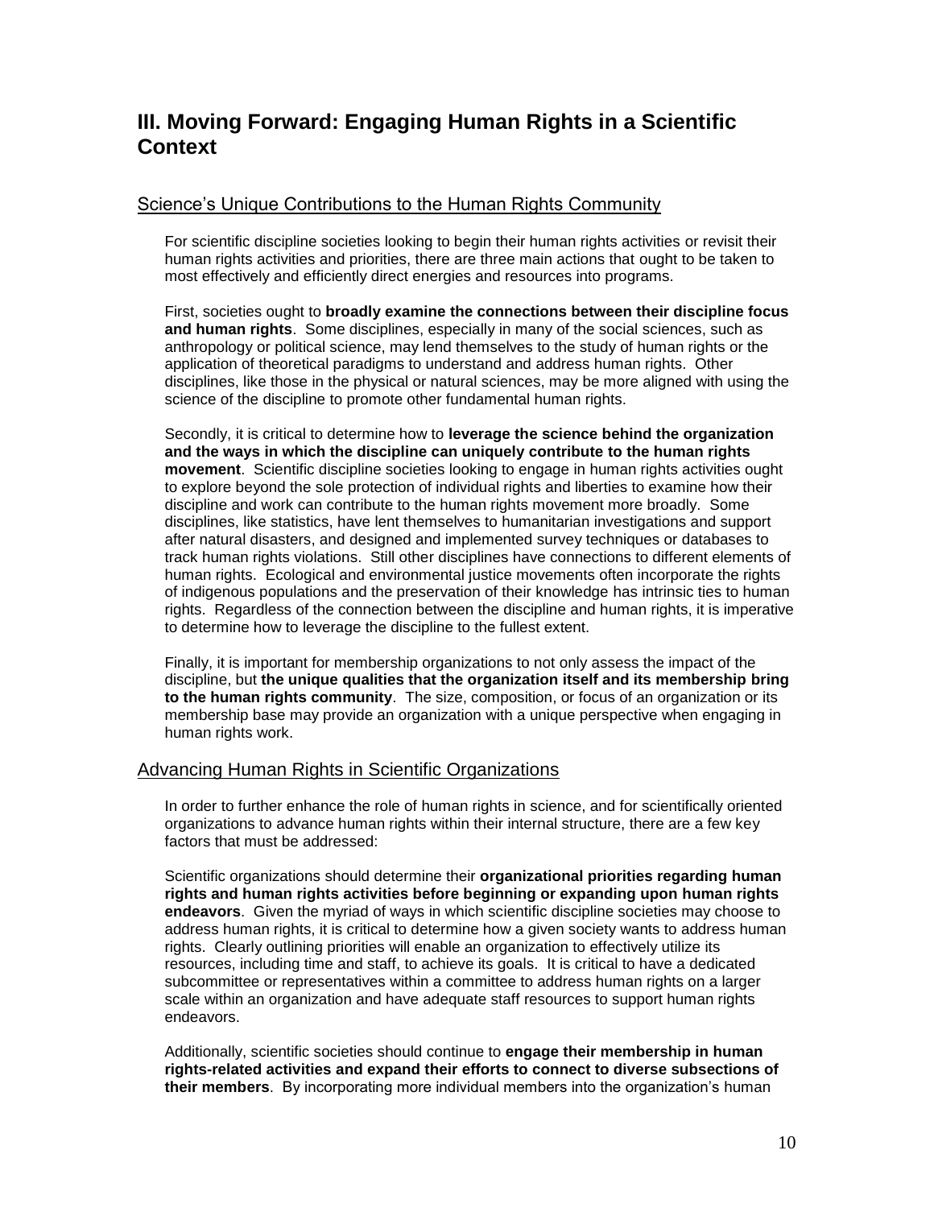## III. Moving Forward: Engaging Human Rights in a Scientific Context

### Science's Unique Contributions to the Human Rights Community

For scientific discipline societies looking to begin their human rights activities or revisit their human rights activities and priorities, there are three main actions that ought to be taken to most effectively and efficiently direct energies and resources into programs.

First, societies ought to **broadly examine the connections between their discipline focus and human rights**. Some disciplines, especially in many of the social sciences, such as anthropology or political science, may lend themselves to the study of human rights or the application of theoretical paradigms to understand and address human rights. Other disciplines, like those in the physical or natural sciences, may be more aligned with using the science of the discipline to promote other fundamental human rights.

Secondly, it is critical to determine how to **leverage the science behind the organization and the ways in which the discipline can uniquely contribute to the human rights movement**. Scientific discipline societies looking to engage in human rights activities ought to explore beyond the sole protection of individual rights and liberties to examine how their discipline and work can contribute to the human rights movement more broadly. Some disciplines, like statistics, have lent themselves to humanitarian investigations and support after natural disasters, and designed and implemented survey techniques or databases to track human rights violations. Still other disciplines have connections to different elements of human rights. Ecological and environmental justice movements often incorporate the rights of indigenous populations and the preservation of their knowledge has intrinsic ties to human rights. Regardless of the connection between the discipline and human rights, it is imperative to determine how to leverage the discipline to the fullest extent.

Finally, it is important for membership organizations to not only assess the impact of the discipline, but **the unique qualities that the organization itself and its membership bring to the human rights community**. The size, composition, or focus of an organization or its membership base may provide an organization with a unique perspective when engaging in human rights work.

### Advancing Human Rights in Scientific Organizations

In order to further enhance the role of human rights in science, and for scientifically oriented organizations to advance human rights within their internal structure, there are a few key factors that must be addressed:

Scientific organizations should determine their **organizational priorities regarding human rights and human rights activities before beginning or expanding upon human rights endeavors**. Given the myriad of ways in which scientific discipline societies may choose to address human rights, it is critical to determine how a given society wants to address human rights. Clearly outlining priorities will enable an organization to effectively utilize its resources, including time and staff, to achieve its goals. It is critical to have a dedicated subcommittee or representatives within a committee to address human rights on a larger scale within an organization and have adequate staff resources to support human rights endeavors.

Additionally, scientific societies should continue to **engage their membership in human rights-related activities and expand their efforts to connect to diverse subsections of their members**. By incorporating more individual members into the organization's human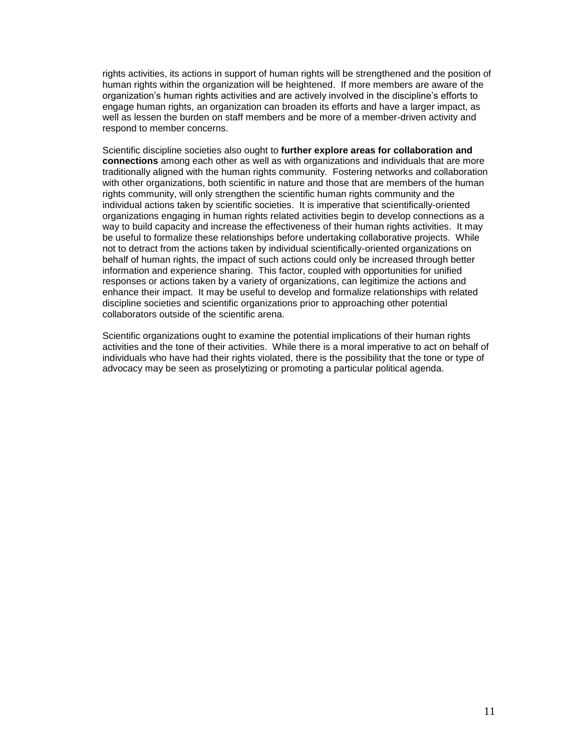rights activities, its actions in support of human rights will be strengthened and the position of human rights within the organization will be heightened. If more members are aware of the organization's human rights activities and are actively involved in the discipline's efforts to engage human rights, an organization can broaden its efforts and have a larger impact, as well as lessen the burden on staff members and be more of a member-driven activity and respond to member concerns.

Scientific discipline societies also ought to **further explore areas for collaboration and connections** among each other as well as with organizations and individuals that are more traditionally aligned with the human rights community. Fostering networks and collaboration with other organizations, both scientific in nature and those that are members of the human rights community, will only strengthen the scientific human rights community and the individual actions taken by scientific societies. It is imperative that scientifically-oriented organizations engaging in human rights related activities begin to develop connections as a way to build capacity and increase the effectiveness of their human rights activities. It may be useful to formalize these relationships before undertaking collaborative projects. While not to detract from the actions taken by individual scientifically-oriented organizations on behalf of human rights, the impact of such actions could only be increased through better information and experience sharing. This factor, coupled with opportunities for unified responses or actions taken by a variety of organizations, can legitimize the actions and enhance their impact. It may be useful to develop and formalize relationships with related discipline societies and scientific organizations prior to approaching other potential collaborators outside of the scientific arena.

Scientific organizations ought to examine the potential implications of their human rights activities and the tone of their activities. While there is a moral imperative to act on behalf of individuals who have had their rights violated, there is the possibility that the tone or type of advocacy may be seen as proselytizing or promoting a particular political agenda.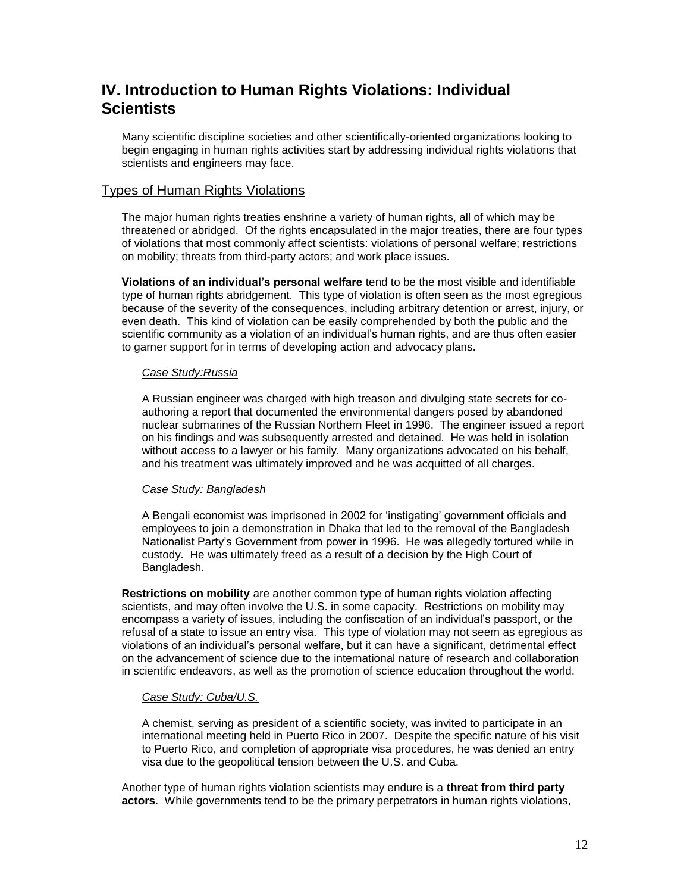# IV. Introduction to Human Rights Violations: Individual Scientists

Many scientific discipline societies and other scientifically-oriented organizations looking to begin engaging in human rights activities start by addressing individual rights violations that scientists and engineers may face.

## Types of Human Rights Violations

The major human rights treaties enshrine a variety of human rights, all of which may be threatened or abridged. Of the rights encapsulated in the major treaties, there are four types of violations that most commonly affect scientists: violations of personal welfare; restrictions on mobility; threats from third-party actors; and work place issues.

**Violations of an individual's personal welfare** tend to be the most visible and identifiable type of human rights abridgement. This type of violation is often seen as the most egregious because of the severity of the consequences, including arbitrary detention or arrest, injury, or even death. This kind of violation can be easily comprehended by both the public and the scientific community as a violation of an individual's human rights, and are thus often easier to garner support for in terms of developing action and advocacy plans.

*Case Study:Russia*

A Russian engineer was charged with high treason and divulging state secrets for co-authoring a report that documented the environmental dangers posed by abandoned nuclear submarines of the Russian Northern Fleet in 1996. The engineer issued a report on his findings and was subsequently arrested and detained. He was held in isolation without access to a lawyer or his family. Many organizations advocated on his behalf, and his treatment was ultimately improved and he was acquitted of all charges.

*Case Study: Bangladesh*

A Bengali economist was imprisoned in 2002 for 'instigating' government officials and employees to join a demonstration in Dhaka that led to the removal of the Bangladesh Nationalist Party's Government from power in 1996. He was allegedly tortured while in custody. He was ultimately freed as a result of a decision by the High Court of Bangladesh.

**Restrictions on mobility** are another common type of human rights violation affecting scientists, and may often involve the U.S. in some capacity. Restrictions on mobility may encompass a variety of issues, including the confiscation of an individual's passport, or the refusal of a state to issue an entry visa. This type of violation may not seem as egregious as violations of an individual's personal welfare, but it can have a significant, detrimental effect on the advancement of science due to the international nature of research and collaboration in scientific endeavors, as well as the promotion of science education throughout the world.

*Case Study: Cuba/U.S.*

A chemist, serving as president of a scientific society, was invited to participate in an international meeting held in Puerto Rico in 2007. Despite the specific nature of his visit to Puerto Rico, and completion of appropriate visa procedures, he was denied an entry visa due to the geopolitical tension between the U.S. and Cuba.

Another type of human rights violation scientists may endure is a **threat from third party actors**. While governments tend to be the primary perpetrators in human rights violations,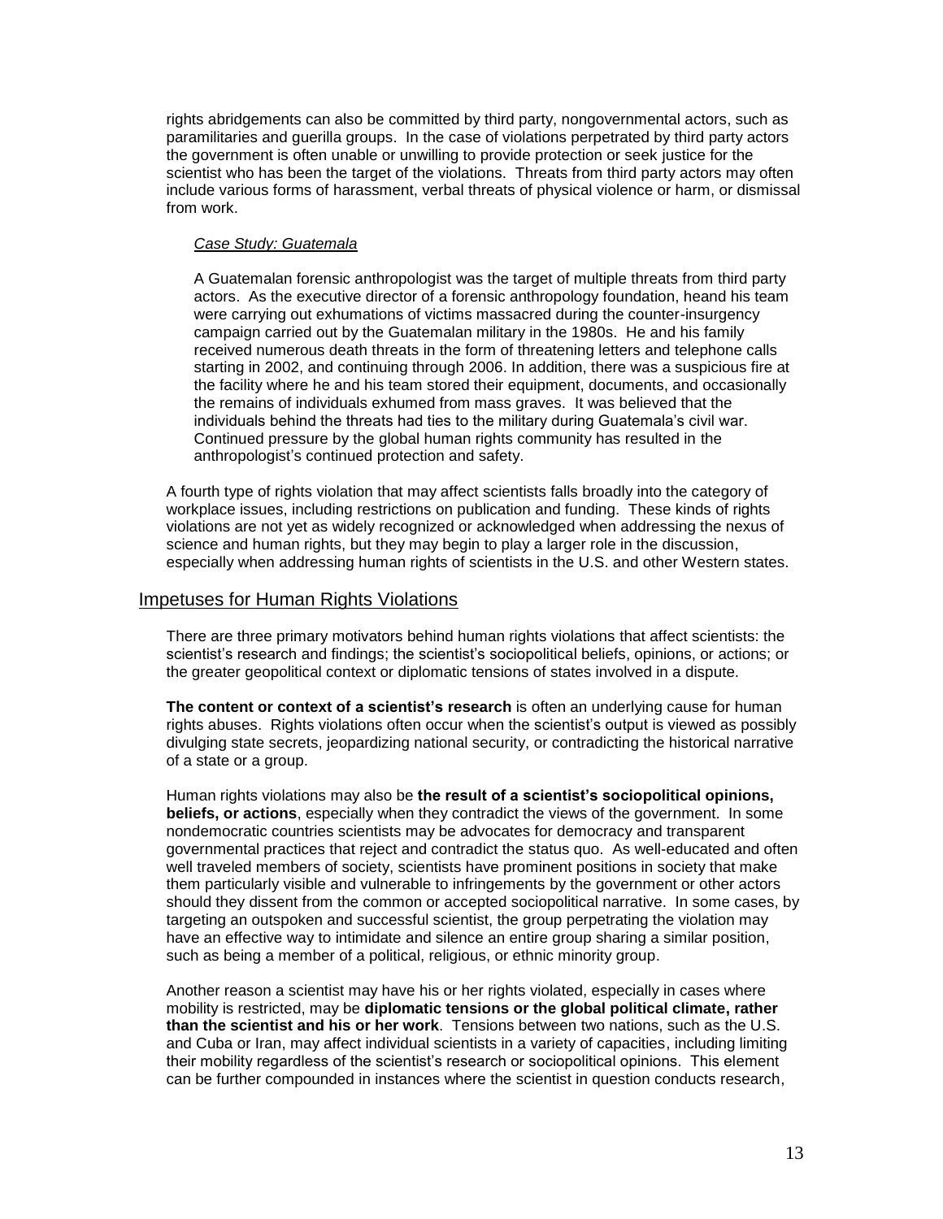rights abridgements can also be committed by third party, nongovernmental actors, such as paramilitaries and guerilla groups. In the case of violations perpetrated by third party actors the government is often unable or unwilling to provide protection or seek justice for the scientist who has been the target of the violations. Threats from third party actors may often include various forms of harassment, verbal threats of physical violence or harm, or dismissal from work.

*Case Study: Guatemala*

A Guatemalan forensic anthropologist was the target of multiple threats from third party actors. As the executive director of a forensic anthropology foundation, heand his team were carrying out exhumations of victims massacred during the counter-insurgency campaign carried out by the Guatemalan military in the 1980s. He and his family received numerous death threats in the form of threatening letters and telephone calls starting in 2002, and continuing through 2006. In addition, there was a suspicious fire at the facility where he and his team stored their equipment, documents, and occasionally the remains of individuals exhumed from mass graves. It was believed that the individuals behind the threats had ties to the military during Guatemala's civil war. Continued pressure by the global human rights community has resulted in the anthropologist's continued protection and safety.

A fourth type of rights violation that may affect scientists falls broadly into the category of workplace issues, including restrictions on publication and funding. These kinds of rights violations are not yet as widely recognized or acknowledged when addressing the nexus of science and human rights, but they may begin to play a larger role in the discussion, especially when addressing human rights of scientists in the U.S. and other Western states.

## Impetuses for Human Rights Violations

There are three primary motivators behind human rights violations that affect scientists: the scientist's research and findings; the scientist's sociopolitical beliefs, opinions, or actions; or the greater geopolitical context or diplomatic tensions of states involved in a dispute.

**The content or context of a scientist's research** is often an underlying cause for human rights abuses. Rights violations often occur when the scientist's output is viewed as possibly divulging state secrets, jeopardizing national security, or contradicting the historical narrative of a state or a group.

Human rights violations may also be **the result of a scientist's sociopolitical opinions, beliefs, or actions**, especially when they contradict the views of the government. In some nondemocratic countries scientists may be advocates for democracy and transparent governmental practices that reject and contradict the status quo. As well-educated and often well traveled members of society, scientists have prominent positions in society that make them particularly visible and vulnerable to infringements by the government or other actors should they dissent from the common or accepted sociopolitical narrative. In some cases, by targeting an outspoken and successful scientist, the group perpetrating the violation may have an effective way to intimidate and silence an entire group sharing a similar position, such as being a member of a political, religious, or ethnic minority group.

Another reason a scientist may have his or her rights violated, especially in cases where mobility is restricted, may be **diplomatic tensions or the global political climate, rather than the scientist and his or her work**. Tensions between two nations, such as the U.S. and Cuba or Iran, may affect individual scientists in a variety of capacities, including limiting their mobility regardless of the scientist's research or sociopolitical opinions. This element can be further compounded in instances where the scientist in question conducts research,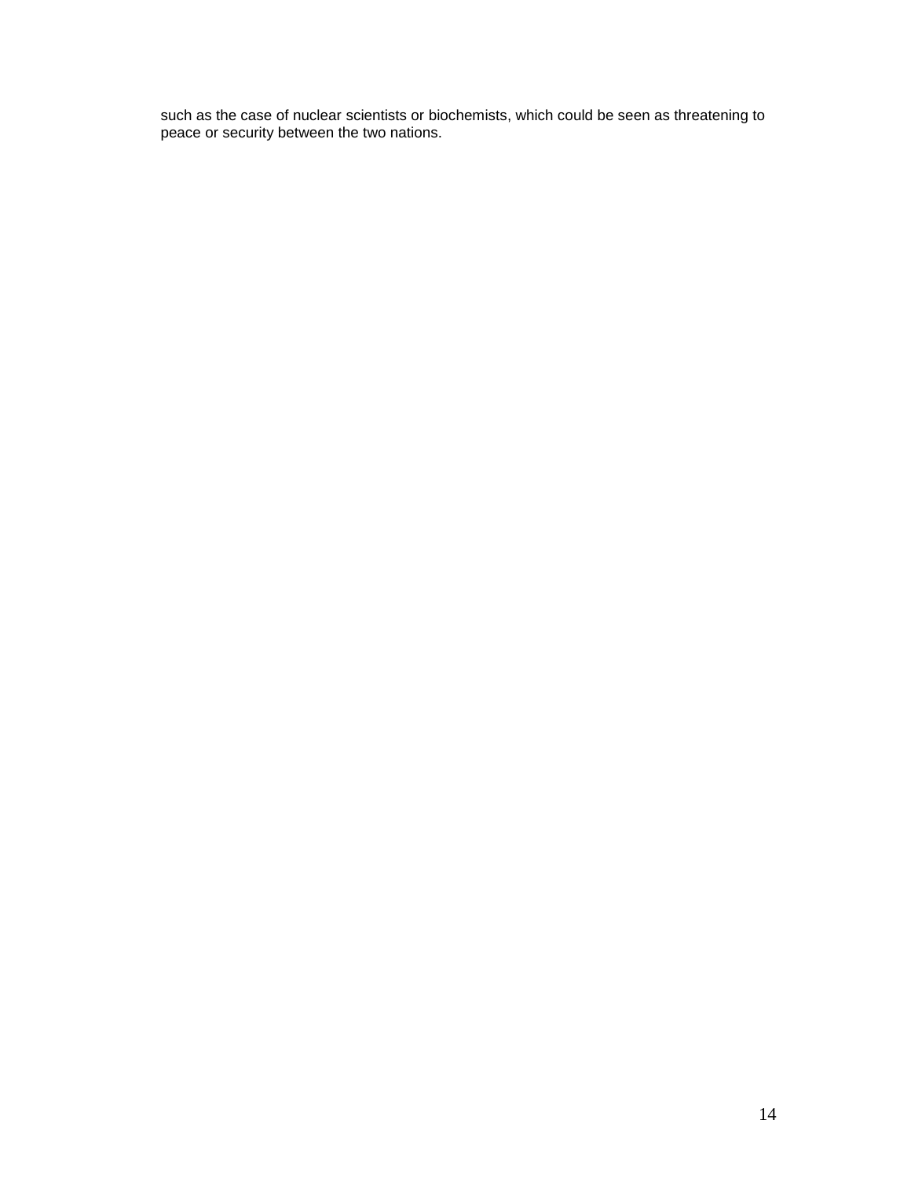such as the case of nuclear scientists or biochemists, which could be seen as threatening to peace or security between the two nations.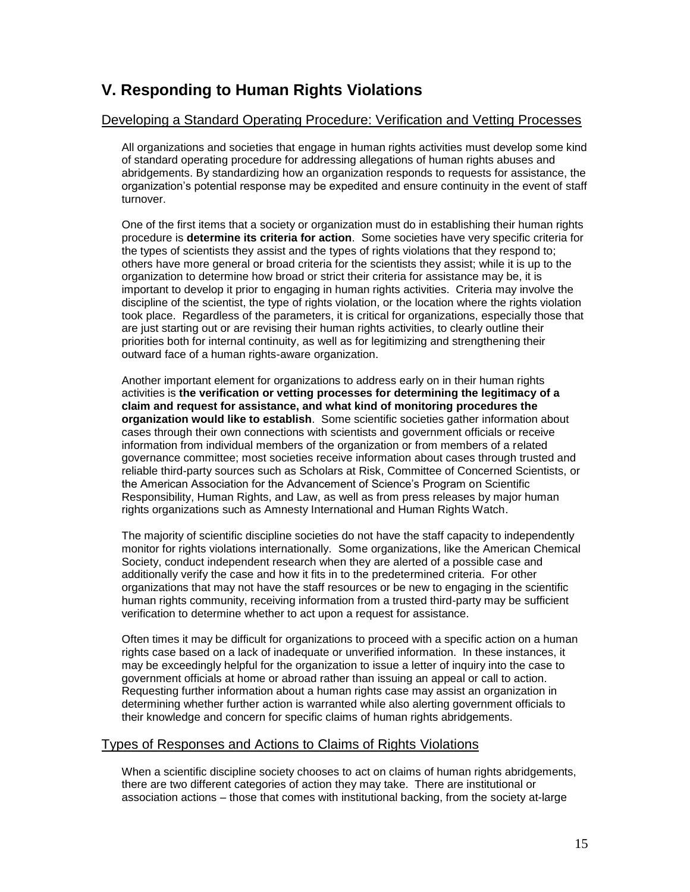## V. Responding to Human Rights Violations

### Developing a Standard Operating Procedure: Verification and Vetting Processes

All organizations and societies that engage in human rights activities must develop some kind of standard operating procedure for addressing allegations of human rights abuses and abridgements. By standardizing how an organization responds to requests for assistance, the organization's potential response may be expedited and ensure continuity in the event of staff turnover.

One of the first items that a society or organization must do in establishing their human rights procedure is **determine its criteria for action**. Some societies have very specific criteria for the types of scientists they assist and the types of rights violations that they respond to; others have more general or broad criteria for the scientists they assist; while it is up to the organization to determine how broad or strict their criteria for assistance may be, it is important to develop it prior to engaging in human rights activities. Criteria may involve the discipline of the scientist, the type of rights violation, or the location where the rights violation took place. Regardless of the parameters, it is critical for organizations, especially those that are just starting out or are revising their human rights activities, to clearly outline their priorities both for internal continuity, as well as for legitimizing and strengthening their outward face of a human rights-aware organization.

Another important element for organizations to address early on in their human rights activities is **the verification or vetting processes for determining the legitimacy of a claim and request for assistance, and what kind of monitoring procedures the organization would like to establish**. Some scientific societies gather information about cases through their own connections with scientists and government officials or receive information from individual members of the organization or from members of a related governance committee; most societies receive information about cases through trusted and reliable third-party sources such as Scholars at Risk, Committee of Concerned Scientists, or the American Association for the Advancement of Science's Program on Scientific Responsibility, Human Rights, and Law, as well as from press releases by major human rights organizations such as Amnesty International and Human Rights Watch.

The majority of scientific discipline societies do not have the staff capacity to independently monitor for rights violations internationally. Some organizations, like the American Chemical Society, conduct independent research when they are alerted of a possible case and additionally verify the case and how it fits in to the predetermined criteria. For other organizations that may not have the staff resources or be new to engaging in the scientific human rights community, receiving information from a trusted third-party may be sufficient verification to determine whether to act upon a request for assistance.

Often times it may be difficult for organizations to proceed with a specific action on a human rights case based on a lack of inadequate or unverified information. In these instances, it may be exceedingly helpful for the organization to issue a letter of inquiry into the case to government officials at home or abroad rather than issuing an appeal or call to action. Requesting further information about a human rights case may assist an organization in determining whether further action is warranted while also alerting government officials to their knowledge and concern for specific claims of human rights abridgements.

### Types of Responses and Actions to Claims of Rights Violations

When a scientific discipline society chooses to act on claims of human rights abridgements, there are two different categories of action they may take. There are institutional or association actions – those that comes with institutional backing, from the society at-large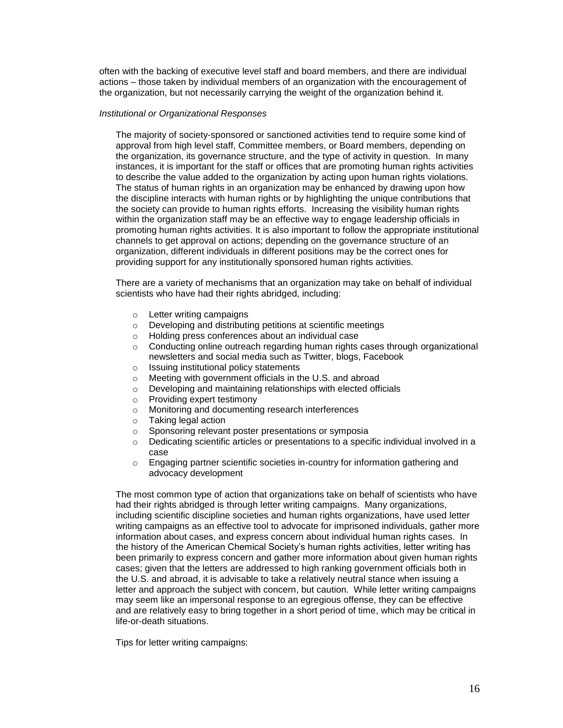often with the backing of executive level staff and board members, and there are individual actions – those taken by individual members of an organization with the encouragement of the organization, but not necessarily carrying the weight of the organization behind it.

*Institutional or Organizational Responses*

The majority of society-sponsored or sanctioned activities tend to require some kind of approval from high level staff, Committee members, or Board members, depending on the organization, its governance structure, and the type of activity in question. In many instances, it is important for the staff or offices that are promoting human rights activities to describe the value added to the organization by acting upon human rights violations. The status of human rights in an organization may be enhanced by drawing upon how the discipline interacts with human rights or by highlighting the unique contributions that the society can provide to human rights efforts. Increasing the visibility human rights within the organization staff may be an effective way to engage leadership officials in promoting human rights activities. It is also important to follow the appropriate institutional channels to get approval on actions; depending on the governance structure of an organization, different individuals in different positions may be the correct ones for providing support for any institutionally sponsored human rights activities.

There are a variety of mechanisms that an organization may take on behalf of individual scientists who have had their rights abridged, including:

- Letter writing campaigns
- Developing and distributing petitions at scientific meetings
- Holding press conferences about an individual case
- Conducting online outreach regarding human rights cases through organizational newsletters and social media such as Twitter, blogs, Facebook
- Issuing institutional policy statements
- Meeting with government officials in the U.S. and abroad
- Developing and maintaining relationships with elected officials
- Providing expert testimony
- Monitoring and documenting research interferences
- Taking legal action
- Sponsoring relevant poster presentations or symposia
- Dedicating scientific articles or presentations to a specific individual involved in a case
- Engaging partner scientific societies in-country for information gathering and advocacy development

The most common type of action that organizations take on behalf of scientists who have had their rights abridged is through letter writing campaigns. Many organizations, including scientific discipline societies and human rights organizations, have used letter writing campaigns as an effective tool to advocate for imprisoned individuals, gather more information about cases, and express concern about individual human rights cases. In the history of the American Chemical Society's human rights activities, letter writing has been primarily to express concern and gather more information about given human rights cases; given that the letters are addressed to high ranking government officials both in the U.S. and abroad, it is advisable to take a relatively neutral stance when issuing a letter and approach the subject with concern, but caution. While letter writing campaigns may seem like an impersonal response to an egregious offense, they can be effective and are relatively easy to bring together in a short period of time, which may be critical in life-or-death situations.

Tips for letter writing campaigns: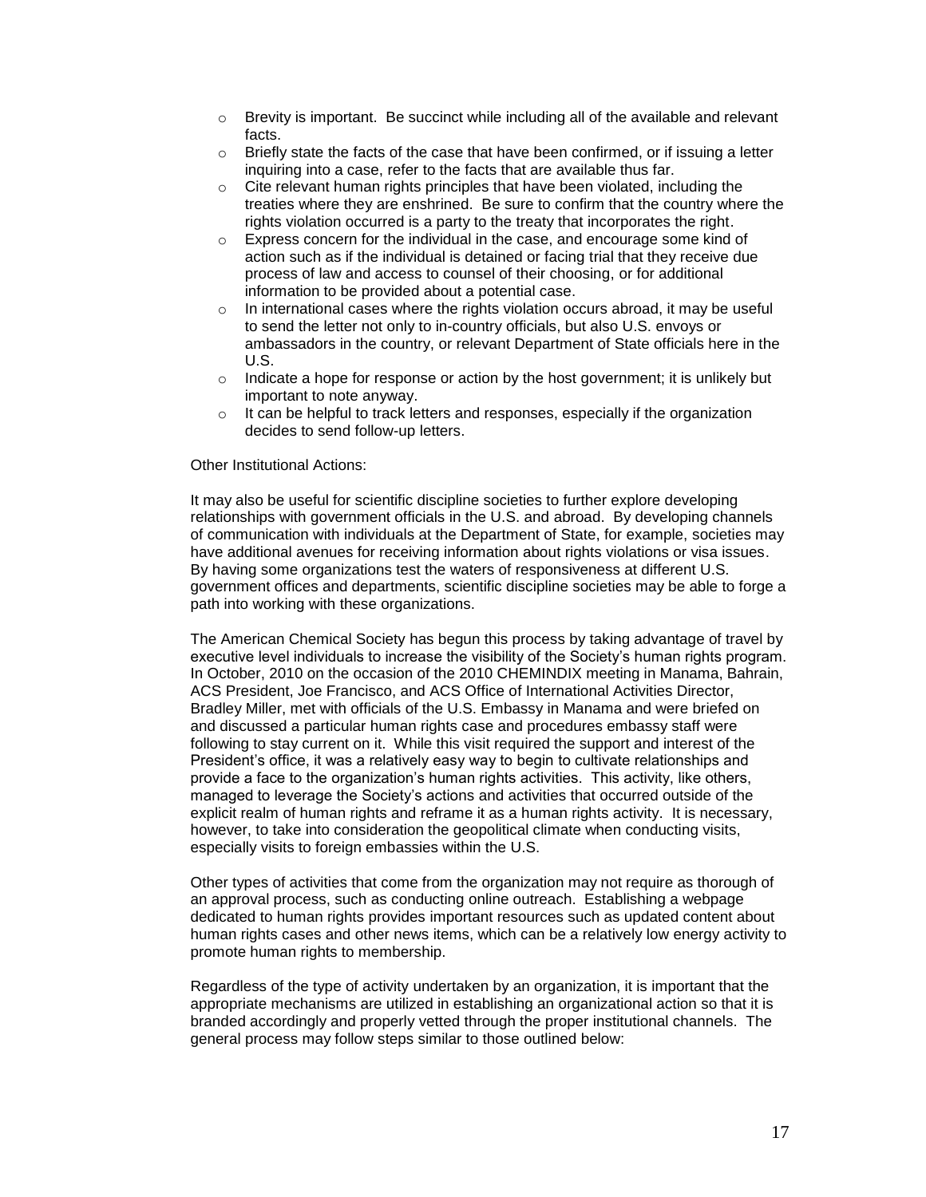- Brevity is important. Be succinct while including all of the available and relevant facts.
- Briefly state the facts of the case that have been confirmed, or if issuing a letter inquiring into a case, refer to the facts that are available thus far.
- Cite relevant human rights principles that have been violated, including the treaties where they are enshrined. Be sure to confirm that the country where the rights violation occurred is a party to the treaty that incorporates the right.
- Express concern for the individual in the case, and encourage some kind of action such as if the individual is detained or facing trial that they receive due process of law and access to counsel of their choosing, or for additional information to be provided about a potential case.
- In international cases where the rights violation occurs abroad, it may be useful to send the letter not only to in-country officials, but also U.S. envoys or ambassadors in the country, or relevant Department of State officials here in the U.S.
- Indicate a hope for response or action by the host government; it is unlikely but important to note anyway.
- It can be helpful to track letters and responses, especially if the organization decides to send follow-up letters.

Other Institutional Actions:

It may also be useful for scientific discipline societies to further explore developing relationships with government officials in the U.S. and abroad. By developing channels of communication with individuals at the Department of State, for example, societies may have additional avenues for receiving information about rights violations or visa issues. By having some organizations test the waters of responsiveness at different U.S. government offices and departments, scientific discipline societies may be able to forge a path into working with these organizations.

The American Chemical Society has begun this process by taking advantage of travel by executive level individuals to increase the visibility of the Society's human rights program. In October, 2010 on the occasion of the 2010 CHEMINDIX meeting in Manama, Bahrain, ACS President, Joe Francisco, and ACS Office of International Activities Director, Bradley Miller, met with officials of the U.S. Embassy in Manama and were briefed on and discussed a particular human rights case and procedures embassy staff were following to stay current on it. While this visit required the support and interest of the President's office, it was a relatively easy way to begin to cultivate relationships and provide a face to the organization's human rights activities. This activity, like others, managed to leverage the Society's actions and activities that occurred outside of the explicit realm of human rights and reframe it as a human rights activity. It is necessary, however, to take into consideration the geopolitical climate when conducting visits, especially visits to foreign embassies within the U.S.

Other types of activities that come from the organization may not require as thorough of an approval process, such as conducting online outreach. Establishing a webpage dedicated to human rights provides important resources such as updated content about human rights cases and other news items, which can be a relatively low energy activity to promote human rights to membership.

Regardless of the type of activity undertaken by an organization, it is important that the appropriate mechanisms are utilized in establishing an organizational action so that it is branded accordingly and properly vetted through the proper institutional channels. The general process may follow steps similar to those outlined below: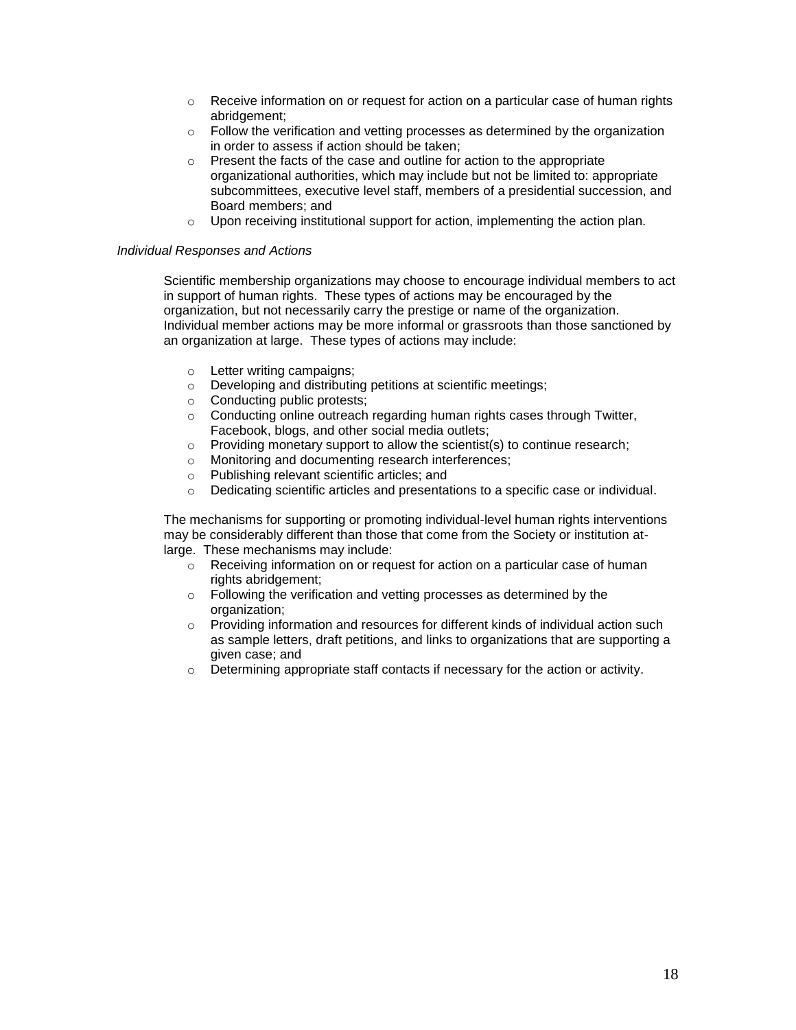- Receive information on or request for action on a particular case of human rights abridgement;
- Follow the verification and vetting processes as determined by the organization in order to assess if action should be taken;
- Present the facts of the case and outline for action to the appropriate organizational authorities, which may include but not be limited to: appropriate subcommittees, executive level staff, members of a presidential succession, and Board members; and
- Upon receiving institutional support for action, implementing the action plan.

*Individual Responses and Actions*

Scientific membership organizations may choose to encourage individual members to act in support of human rights. These types of actions may be encouraged by the organization, but not necessarily carry the prestige or name of the organization. Individual member actions may be more informal or grassroots than those sanctioned by an organization at large. These types of actions may include:

- Letter writing campaigns;
- Developing and distributing petitions at scientific meetings;
- Conducting public protests;
- Conducting online outreach regarding human rights cases through Twitter, Facebook, blogs, and other social media outlets;
- Providing monetary support to allow the scientist(s) to continue research;
- Monitoring and documenting research interferences;
- Publishing relevant scientific articles; and
- Dedicating scientific articles and presentations to a specific case or individual.

The mechanisms for supporting or promoting individual-level human rights interventions may be considerably different than those that come from the Society or institution at-large. These mechanisms may include:

- Receiving information on or request for action on a particular case of human rights abridgement;
- Following the verification and vetting processes as determined by the organization;
- Providing information and resources for different kinds of individual action such as sample letters, draft petitions, and links to organizations that are supporting a given case; and
- Determining appropriate staff contacts if necessary for the action or activity.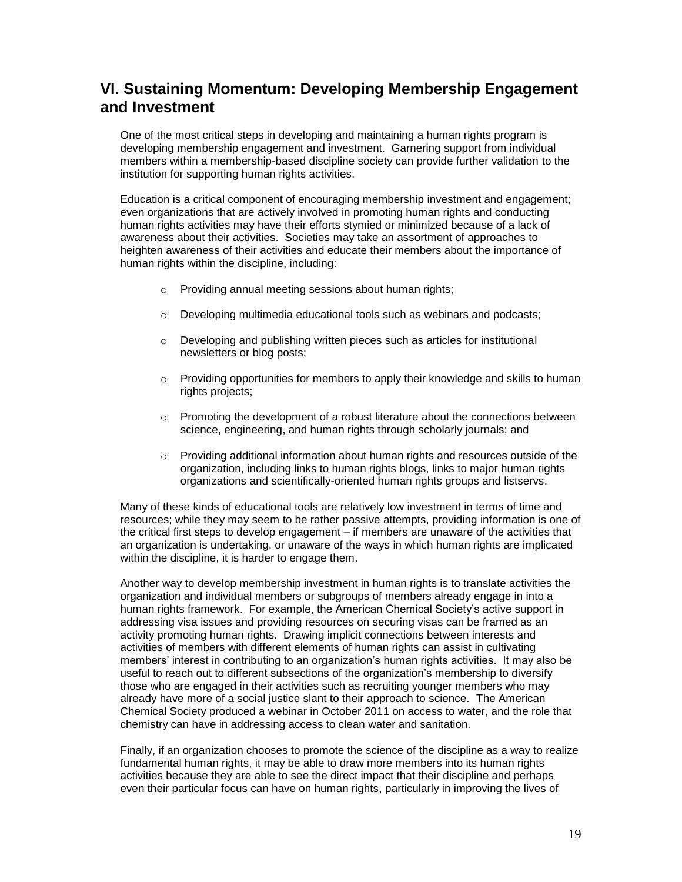## VI. Sustaining Momentum: Developing Membership Engagement and Investment

One of the most critical steps in developing and maintaining a human rights program is developing membership engagement and investment. Garnering support from individual members within a membership-based discipline society can provide further validation to the institution for supporting human rights activities.

Education is a critical component of encouraging membership investment and engagement; even organizations that are actively involved in promoting human rights and conducting human rights activities may have their efforts stymied or minimized because of a lack of awareness about their activities. Societies may take an assortment of approaches to heighten awareness of their activities and educate their members about the importance of human rights within the discipline, including:

- Providing annual meeting sessions about human rights;
- Developing multimedia educational tools such as webinars and podcasts;
- Developing and publishing written pieces such as articles for institutional newsletters or blog posts;
- Providing opportunities for members to apply their knowledge and skills to human rights projects;
- Promoting the development of a robust literature about the connections between science, engineering, and human rights through scholarly journals; and
- Providing additional information about human rights and resources outside of the organization, including links to human rights blogs, links to major human rights organizations and scientifically-oriented human rights groups and listservs.

Many of these kinds of educational tools are relatively low investment in terms of time and resources; while they may seem to be rather passive attempts, providing information is one of the critical first steps to develop engagement – if members are unaware of the activities that an organization is undertaking, or unaware of the ways in which human rights are implicated within the discipline, it is harder to engage them.

Another way to develop membership investment in human rights is to translate activities the organization and individual members or subgroups of members already engage in into a human rights framework. For example, the American Chemical Society's active support in addressing visa issues and providing resources on securing visas can be framed as an activity promoting human rights. Drawing implicit connections between interests and activities of members with different elements of human rights can assist in cultivating members' interest in contributing to an organization's human rights activities. It may also be useful to reach out to different subsections of the organization's membership to diversify those who are engaged in their activities such as recruiting younger members who may already have more of a social justice slant to their approach to science. The American Chemical Society produced a webinar in October 2011 on access to water, and the role that chemistry can have in addressing access to clean water and sanitation.

Finally, if an organization chooses to promote the science of the discipline as a way to realize fundamental human rights, it may be able to draw more members into its human rights activities because they are able to see the direct impact that their discipline and perhaps even their particular focus can have on human rights, particularly in improving the lives of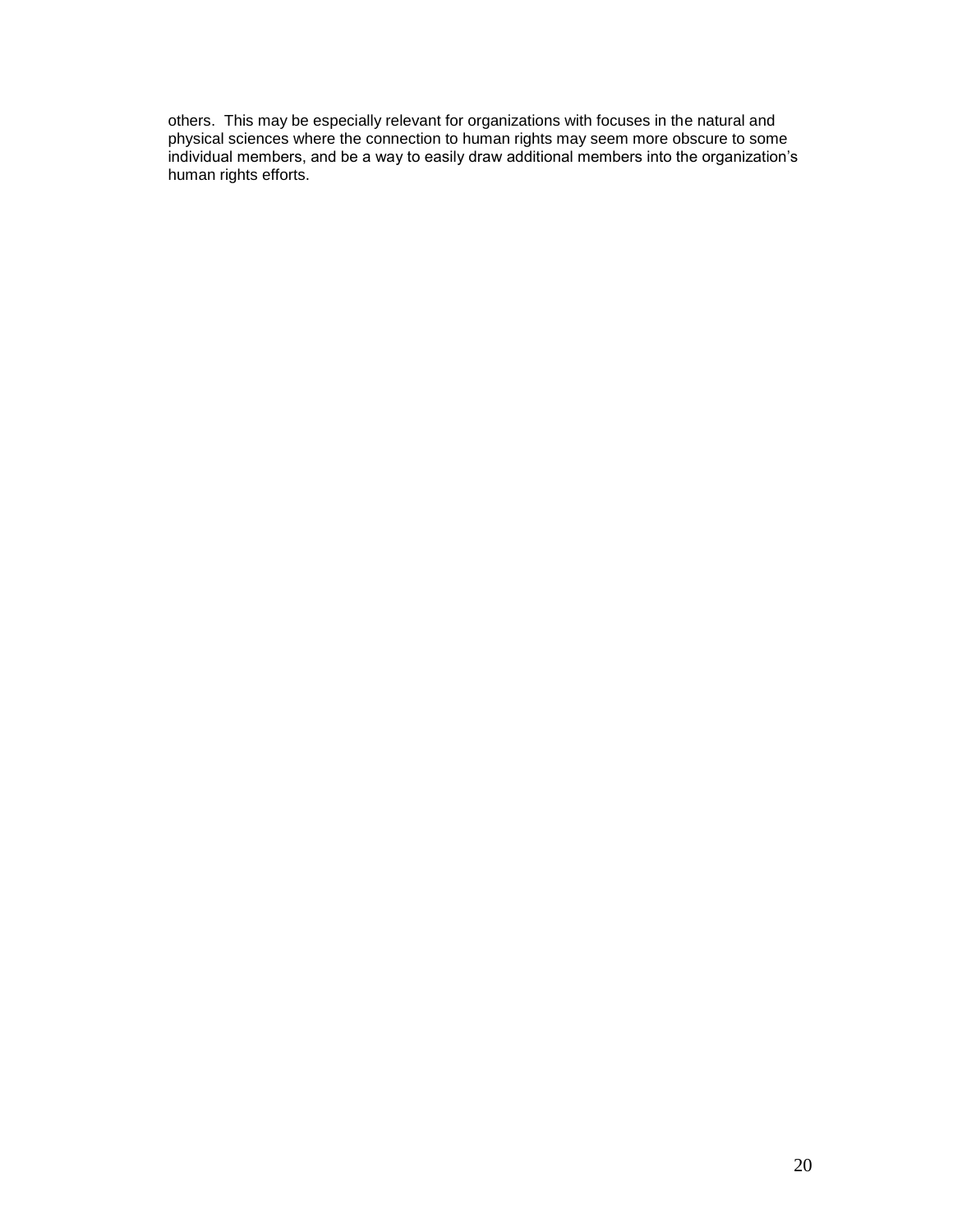others.  This may be especially relevant for organizations with focuses in the natural and physical sciences where the connection to human rights may seem more obscure to some individual members, and be a way to easily draw additional members into the organization's human rights efforts.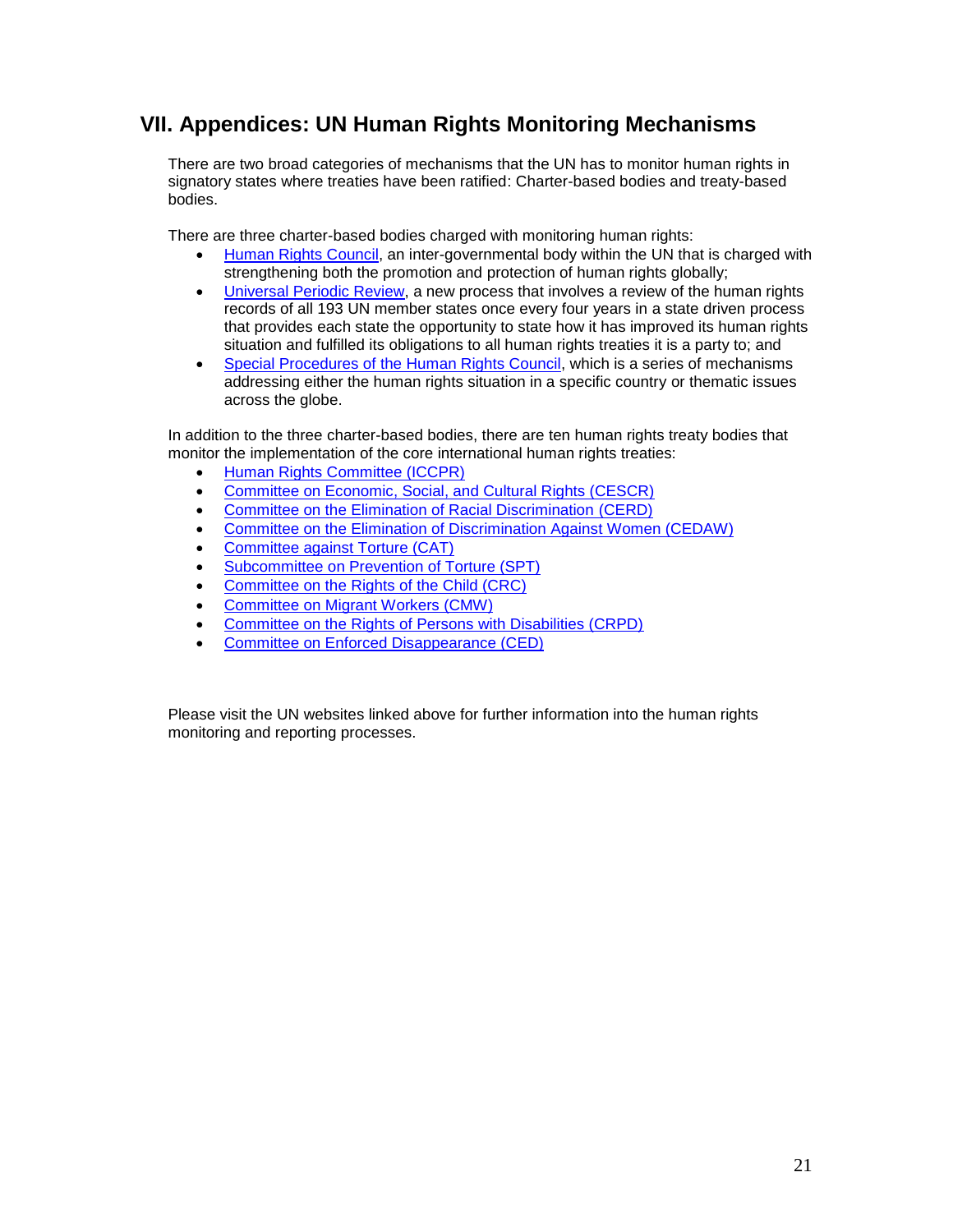## VII. Appendices: UN Human Rights Monitoring Mechanisms

There are two broad categories of mechanisms that the UN has to monitor human rights in signatory states where treaties have been ratified: Charter-based bodies and treaty-based bodies.

There are three charter-based bodies charged with monitoring human rights:

- Human Rights Council, an inter-governmental body within the UN that is charged with strengthening both the promotion and protection of human rights globally;
- Universal Periodic Review, a new process that involves a review of the human rights records of all 193 UN member states once every four years in a state driven process that provides each state the opportunity to state how it has improved its human rights situation and fulfilled its obligations to all human rights treaties it is a party to; and
- Special Procedures of the Human Rights Council, which is a series of mechanisms addressing either the human rights situation in a specific country or thematic issues across the globe.

In addition to the three charter-based bodies, there are ten human rights treaty bodies that monitor the implementation of the core international human rights treaties:

- Human Rights Committee (ICCPR)
- Committee on Economic, Social, and Cultural Rights (CESCR)
- Committee on the Elimination of Racial Discrimination (CERD)
- Committee on the Elimination of Discrimination Against Women (CEDAW)
- Committee against Torture (CAT)
- Subcommittee on Prevention of Torture (SPT)
- Committee on the Rights of the Child (CRC)
- Committee on Migrant Workers (CMW)
- Committee on the Rights of Persons with Disabilities (CRPD)
- Committee on Enforced Disappearance (CED)

Please visit the UN websites linked above for further information into the human rights monitoring and reporting processes.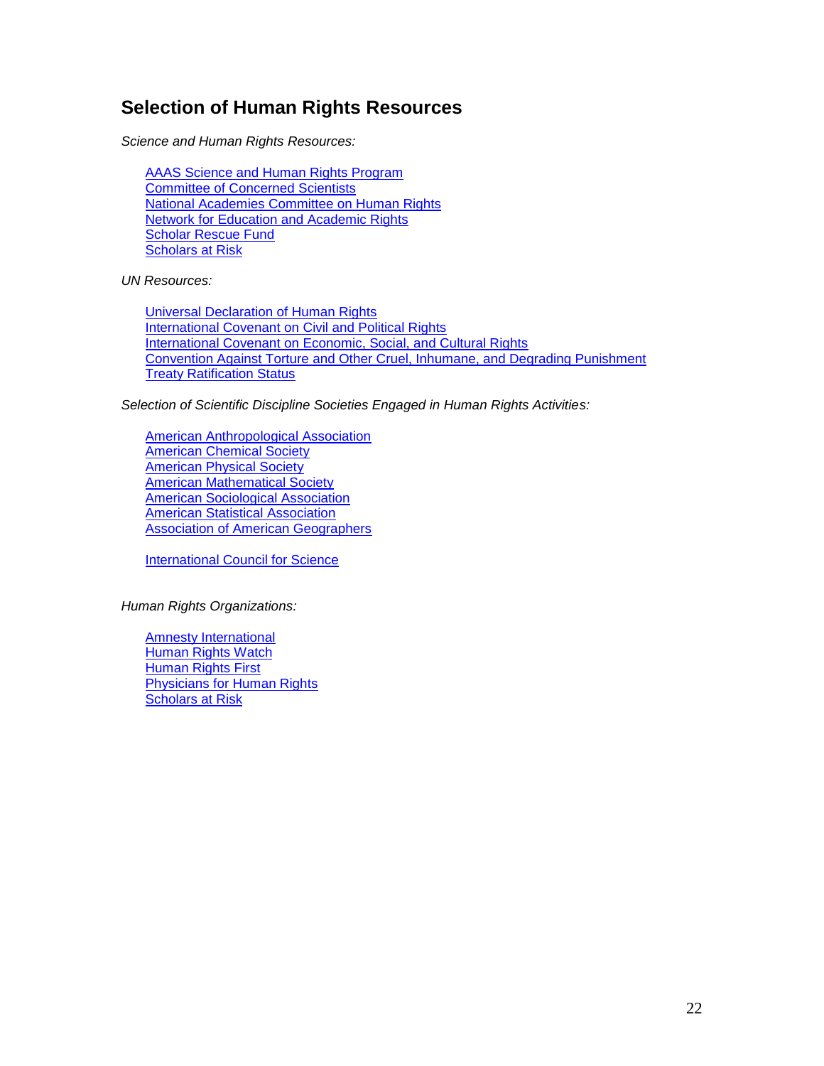## Selection of Human Rights Resources

*Science and Human Rights Resources:*

- AAAS Science and Human Rights Program
- Committee of Concerned Scientists
- National Academies Committee on Human Rights
- Network for Education and Academic Rights
- Scholar Rescue Fund
- Scholars at Risk

*UN Resources:*

- Universal Declaration of Human Rights
- International Covenant on Civil and Political Rights
- International Covenant on Economic, Social, and Cultural Rights
- Convention Against Torture and Other Cruel, Inhumane, and Degrading Punishment
- Treaty Ratification Status

*Selection of Scientific Discipline Societies Engaged in Human Rights Activities:*

- American Anthropological Association
- American Chemical Society
- American Physical Society
- American Mathematical Society
- American Sociological Association
- American Statistical Association
- Association of American Geographers

- International Council for Science

*Human Rights Organizations:*

- Amnesty International
- Human Rights Watch
- Human Rights First
- Physicians for Human Rights
- Scholars at Risk